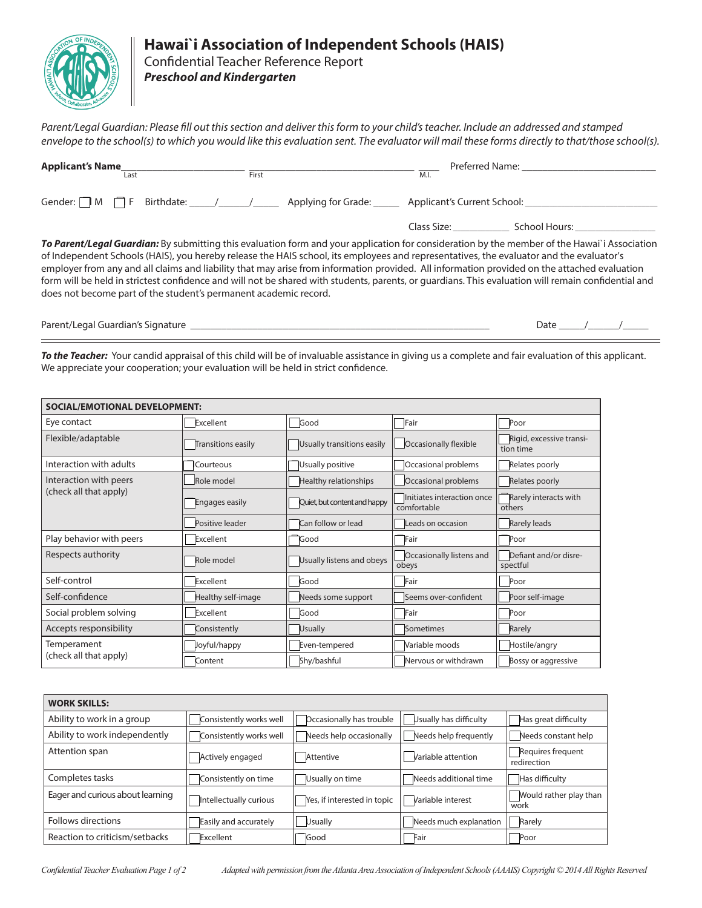# Hawai`i Association of Independent Schools (HAIS)

Confidential Teacher Reference Report

***Preschool and Kindergarten***

*Parent/Legal Guardian: Please fill out this section and deliver this form to your child's teacher. Include an addressed and stamped envelope to the school(s) to which you would like this evaluation sent. The evaluator will mail these forms directly to that/those school(s).*

**Applicant's Name**\_\_\_\_\_\_\_\_\_\_\_\_\_\_\_\_\_\_\_\_ \_\_\_\_\_\_\_\_\_\_\_\_\_\_\_\_\_\_\_\_\_\_\_\_ \_\_\_\_ Preferred Name: \_\_\_\_\_\_\_\_\_\_\_\_\_\_\_\_\_\_\_\_
Last First M.I.

Gender: ☐ M ☐ F Birthdate: \_\_\_\_/\_\_\_\_/\_\_\_\_ Applying for Grade: \_\_\_\_\_ Applicant's Current School: \_\_\_\_\_\_\_\_\_\_\_\_\_\_\_\_\_\_\_\_

Class Size: \_\_\_\_\_\_\_\_\_ School Hours: \_\_\_\_\_\_\_\_\_\_\_\_\_

***To Parent/Legal Guardian:*** By submitting this evaluation form and your application for consideration by the member of the Hawai`i Association of Independent Schools (HAIS), you hereby release the HAIS school, its employees and representatives, the evaluator and the evaluator's employer from any and all claims and liability that may arise from information provided. All information provided on the attached evaluation form will be held in strictest confidence and will not be shared with students, parents, or guardians. This evaluation will remain confidential and does not become part of the student's permanent academic record.

Parent/Legal Guardian's Signature \_\_\_\_\_\_\_\_\_\_\_\_\_\_\_\_\_\_\_\_\_\_\_\_\_\_\_\_\_\_\_\_\_\_\_\_\_\_\_\_\_\_\_\_ Date \_\_\_\_/\_\_\_\_/\_\_\_\_

***To the Teacher:*** Your candid appraisal of this child will be of invaluable assistance in giving us a complete and fair evaluation of this applicant. We appreciate your cooperation; your evaluation will be held in strict confidence.

| **SOCIAL/EMOTIONAL DEVELOPMENT:** | | | | |
|---|---|---|---|---|
| Eye contact | ☐ Excellent | ☐ Good | ☐ Fair | ☐ Poor |
| Flexible/adaptable | ☐ Transitions easily | ☐ Usually transitions easily | ☐ Occasionally flexible | ☐ Rigid, excessive transition time |
| Interaction with adults | ☐ Courteous | ☐ Usually positive | ☐ Occasional problems | ☐ Relates poorly |
| Interaction with peers (check all that apply) | ☐ Role model | ☐ Healthy relationships | ☐ Occasional problems | ☐ Relates poorly |
| | ☐ Engages easily | ☐ Quiet, but content and happy | ☐ Initiates interaction once comfortable | ☐ Rarely interacts with others |
| | ☐ Positive leader | ☐ Can follow or lead | ☐ Leads on occasion | ☐ Rarely leads |
| Play behavior with peers | ☐ Excellent | ☐ Good | ☐ Fair | ☐ Poor |
| Respects authority | ☐ Role model | ☐ Usually listens and obeys | ☐ Occasionally listens and obeys | ☐ Defiant and/or disrespectful |
| Self-control | ☐ Excellent | ☐ Good | ☐ Fair | ☐ Poor |
| Self-confidence | ☐ Healthy self-image | ☐ Needs some support | ☐ Seems over-confident | ☐ Poor self-image |
| Social problem solving | ☐ Excellent | ☐ Good | ☐ Fair | ☐ Poor |
| Accepts responsibility | ☐ Consistently | ☐ Usually | ☐ Sometimes | ☐ Rarely |
| Temperament (check all that apply) | ☐ Joyful/happy | ☐ Even-tempered | ☐ Variable moods | ☐ Hostile/angry |
| | ☐ Content | ☐ Shy/bashful | ☐ Nervous or withdrawn | ☐ Bossy or aggressive |

| **WORK SKILLS:** | | | | |
|---|---|---|---|---|
| Ability to work in a group | ☐ Consistently works well | ☐ Occasionally has trouble | ☐ Usually has difficulty | ☐ Has great difficulty |
| Ability to work independently | ☐ Consistently works well | ☐ Needs help occasionally | ☐ Needs help frequently | ☐ Needs constant help |
| Attention span | ☐ Actively engaged | ☐ Attentive | ☐ Variable attention | ☐ Requires frequent redirection |
| Completes tasks | ☐ Consistently on time | ☐ Usually on time | ☐ Needs additional time | ☐ Has difficulty |
| Eager and curious about learning | ☐ Intellectually curious | ☐ Yes, if interested in topic | ☐ Variable interest | ☐ Would rather play than work |
| Follows directions | ☐ Easily and accurately | ☐ Usually | ☐ Needs much explanation | ☐ Rarely |
| Reaction to criticism/setbacks | ☐ Excellent | ☐ Good | ☐ Fair | ☐ Poor |

*Adapted with permission from the Atlanta Area Association of Independent Schools (AAAIS) Copyright © 2014 All Rights Reserved*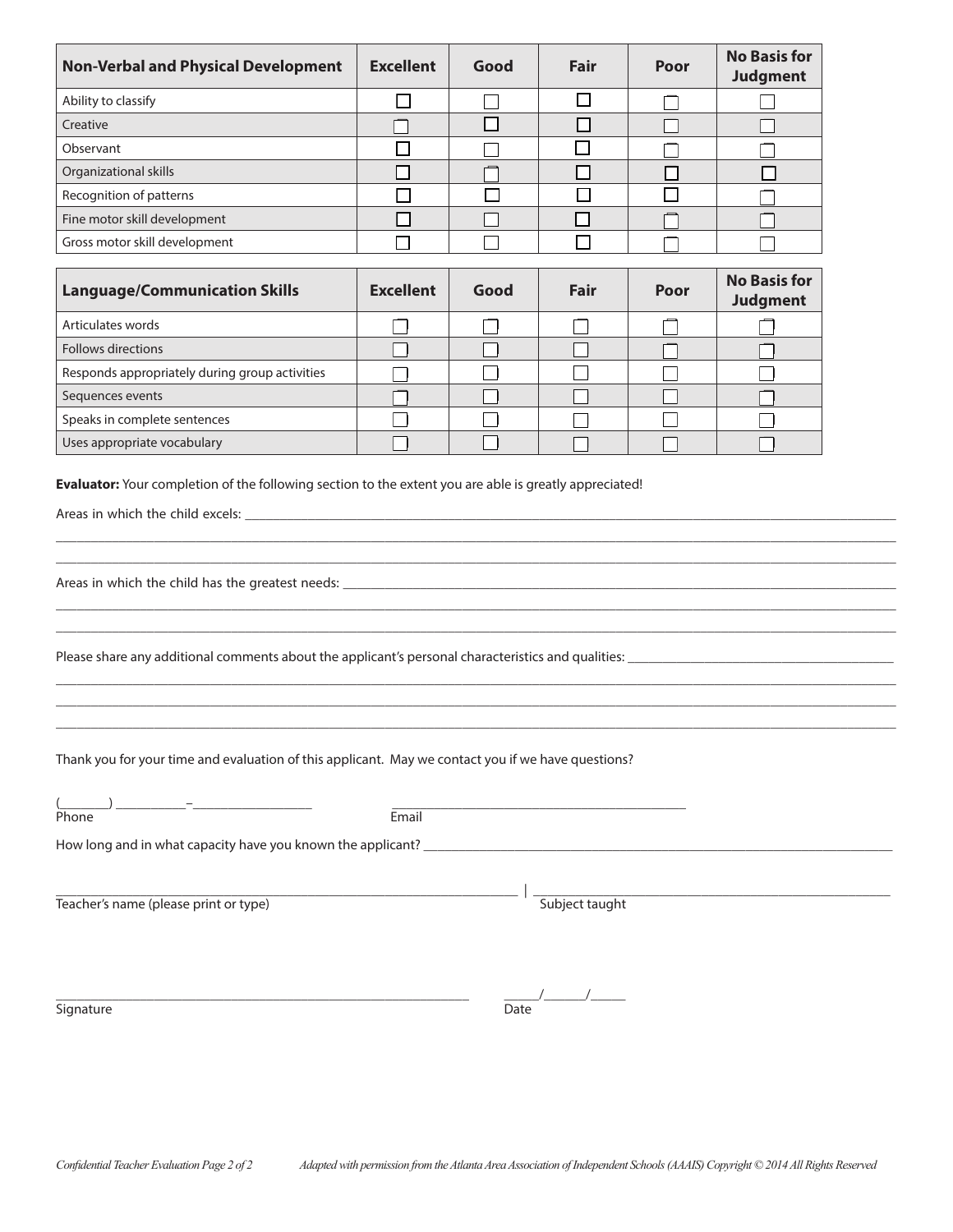| **Non-Verbal and Physical Development** | **Excellent** | **Good** | **Fair** | **Poor** | **No Basis for Judgment** |
|---|---|---|---|---|---|
| Ability to classify | ☐ | ☐ | ☐ | ☐ | ☐ |
| Creative | ☐ | ☐ | ☐ | ☐ | ☐ |
| Observant | ☐ | ☐ | ☐ | ☐ | ☐ |
| Organizational skills | ☐ | ☐ | ☐ | ☐ | ☐ |
| Recognition of patterns | ☐ | ☐ | ☐ | ☐ | ☐ |
| Fine motor skill development | ☐ | ☐ | ☐ | ☐ | ☐ |
| Gross motor skill development | ☐ | ☐ | ☐ | ☐ | ☐ |

| **Language/Communication Skills** | **Excellent** | **Good** | **Fair** | **Poor** | **No Basis for Judgment** |
|---|---|---|---|---|---|
| Articulates words | ☐ | ☐ | ☐ | ☐ | ☐ |
| Follows directions | ☐ | ☐ | ☐ | ☐ | ☐ |
| Responds appropriately during group activities | ☐ | ☐ | ☐ | ☐ | ☐ |
| Sequences events | ☐ | ☐ | ☐ | ☐ | ☐ |
| Speaks in complete sentences | ☐ | ☐ | ☐ | ☐ | ☐ |
| Uses appropriate vocabulary | ☐ | ☐ | ☐ | ☐ | ☐ |

**Evaluator:** Your completion of the following section to the extent you are able is greatly appreciated!

Areas in which the child excels: ____________________________________________
____________________________________________
____________________________________________

Areas in which the child has the greatest needs: ____________________________________________
____________________________________________
____________________________________________

Please share any additional comments about the applicant's personal characteristics and qualities: ____________________________________________
____________________________________________
____________________________________________
____________________________________________

Thank you for your time and evaluation of this applicant. May we contact you if we have questions?

(_______) __________–________________ ________________________________________

Phone Email

How long and in what capacity have you known the applicant? ____________________________________________

__________________________________________________ | __________________________________________________

Teacher's name (please print or type) Subject taught

__________________________________________________ _____/______/_____

Signature Date

*Confidential Teacher Evaluation Page 2 of 2* *Adapted with permission from the Atlanta Area Association of Independent Schools (AAAIS) Copyright © 2014 All Rights Reserved*